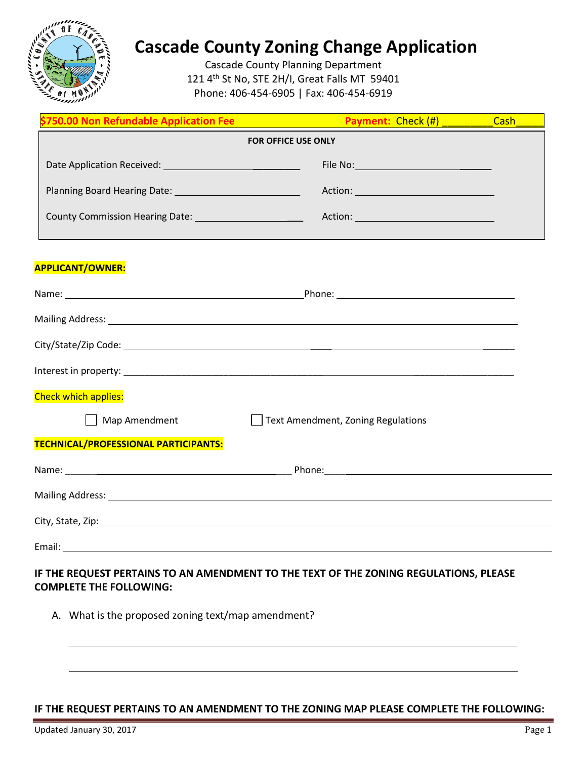# Cascade County Zoning Change Application

Cascade County Planning Department
121 4th St No, STE 2H/I, Great Falls MT 59401
Phone: 406-454-6905 | Fax: 406-454-6919

**$750.00 Non Refundable Application Fee** **Payment:** Check (#) _________ Cash_____

| FOR OFFICE USE ONLY | |
|---|---|
| Date Application Received: ___________________ | File No: ___________________ |
| Planning Board Hearing Date: ___________________ | Action: ___________________ |
| County Commission Hearing Date: ___________________ | Action: ___________________ |

**APPLICANT/OWNER:**

Name: ______________________________ Phone: ______________________________

Mailing Address: ______________________________

City/State/Zip Code: ______________________________

Interest in property: ______________________________

Check which applies:

☐ Map Amendment ☐ Text Amendment, Zoning Regulations

**TECHNICAL/PROFESSIONAL PARTICIPANTS:**

Name: ______________________________ Phone: ______________________________

Mailing Address: ______________________________

City, State, Zip: ______________________________

Email: ______________________________

**IF THE REQUEST PERTAINS TO AN AMENDMENT TO THE TEXT OF THE ZONING REGULATIONS, PLEASE COMPLETE THE FOLLOWING:**

A. What is the proposed zoning text/map amendment?

______________________________

______________________________

**IF THE REQUEST PERTAINS TO AN AMENDMENT TO THE ZONING MAP PLEASE COMPLETE THE FOLLOWING:**

Updated January 30, 2017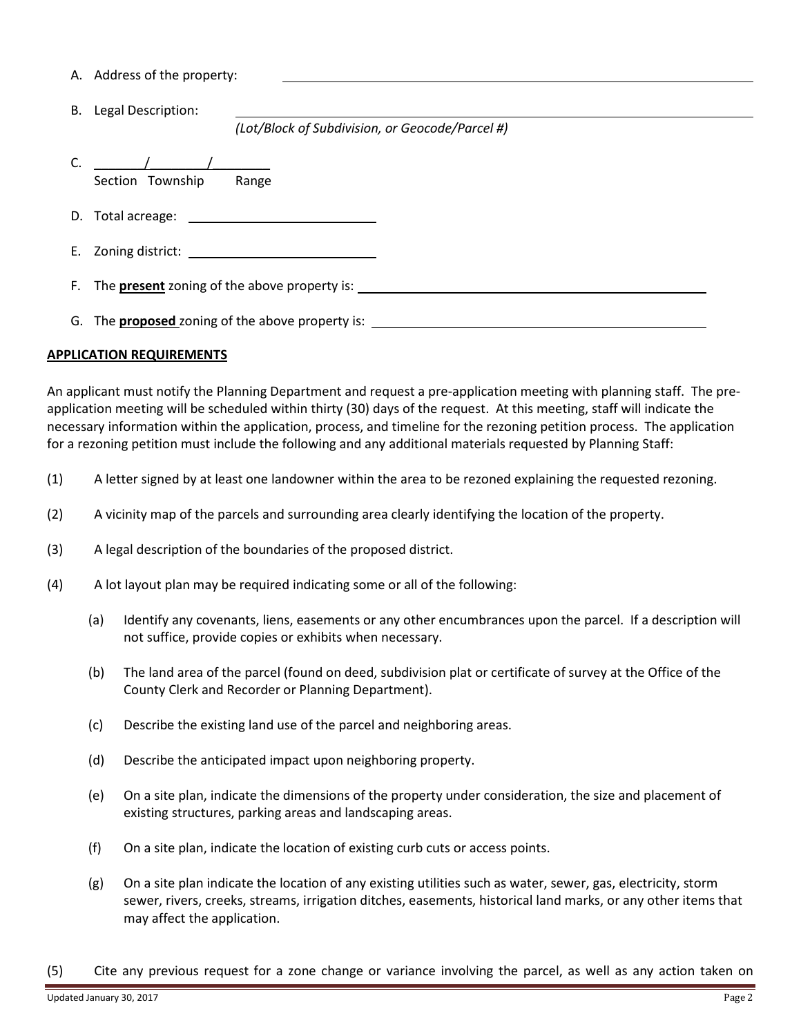A. Address of the property: ______________________________

B. Legal Description: ______________________________
*(Lot/Block of Subdivision, or Geocode/Parcel #)*

C. ______/______/______
Section Township Range

D. Total acreage: ______________________

E. Zoning district: ______________________

F. The **present** zoning of the above property is: ______________________

G. The **proposed** zoning of the above property is: ______________________

**APPLICATION REQUIREMENTS**

An applicant must notify the Planning Department and request a pre-application meeting with planning staff. The pre-application meeting will be scheduled within thirty (30) days of the request. At this meeting, staff will indicate the necessary information within the application, process, and timeline for the rezoning petition process. The application for a rezoning petition must include the following and any additional materials requested by Planning Staff:

(1) A letter signed by at least one landowner within the area to be rezoned explaining the requested rezoning.

(2) A vicinity map of the parcels and surrounding area clearly identifying the location of the property.

(3) A legal description of the boundaries of the proposed district.

(4) A lot layout plan may be required indicating some or all of the following:

   (a) Identify any covenants, liens, easements or any other encumbrances upon the parcel. If a description will not suffice, provide copies or exhibits when necessary.

   (b) The land area of the parcel (found on deed, subdivision plat or certificate of survey at the Office of the County Clerk and Recorder or Planning Department).

   (c) Describe the existing land use of the parcel and neighboring areas.

   (d) Describe the anticipated impact upon neighboring property.

   (e) On a site plan, indicate the dimensions of the property under consideration, the size and placement of existing structures, parking areas and landscaping areas.

   (f) On a site plan, indicate the location of existing curb cuts or access points.

   (g) On a site plan indicate the location of any existing utilities such as water, sewer, gas, electricity, storm sewer, rivers, creeks, streams, irrigation ditches, easements, historical land marks, or any other items that may affect the application.

(5) Cite any previous request for a zone change or variance involving the parcel, as well as any action taken on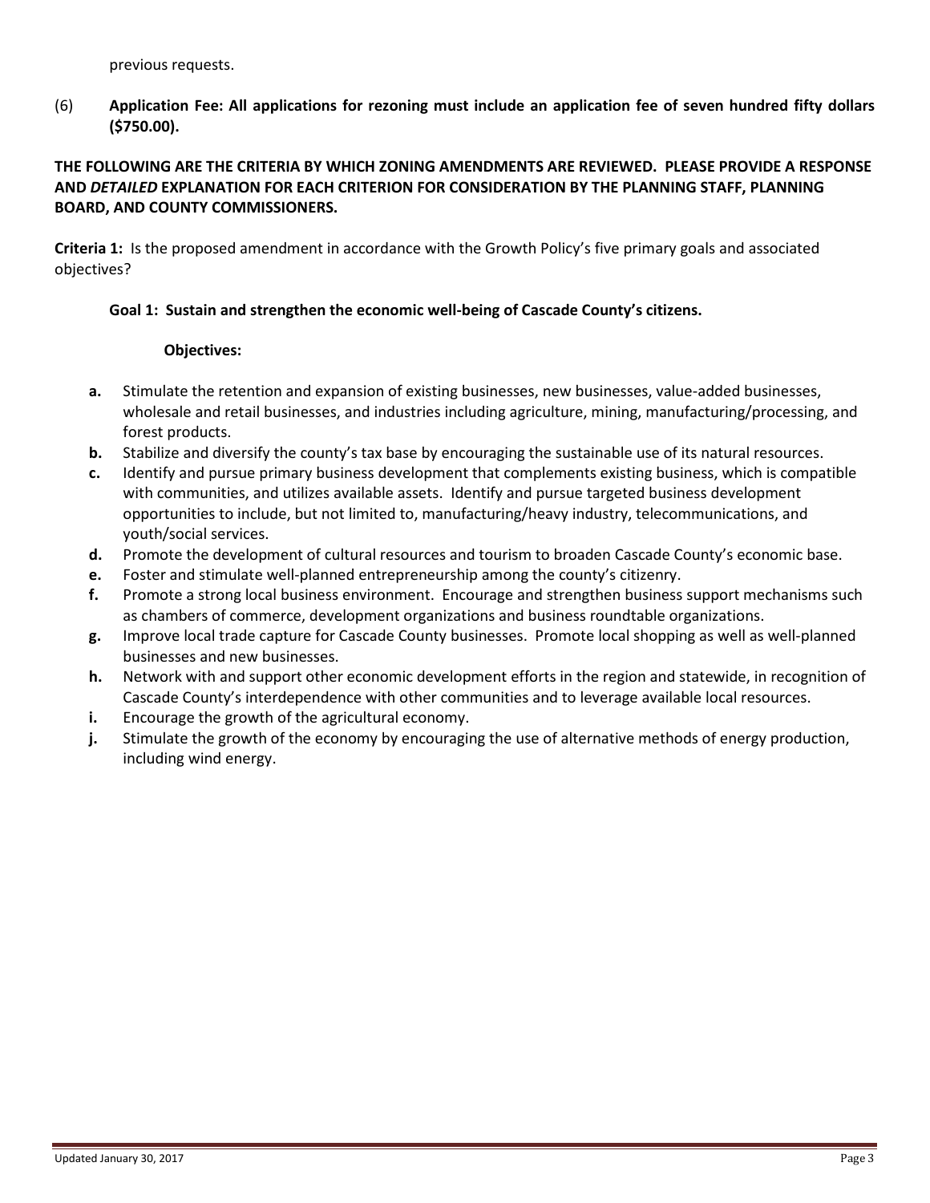previous requests.

(6) **Application Fee: All applications for rezoning must include an application fee of seven hundred fifty dollars ($750.00).**

**THE FOLLOWING ARE THE CRITERIA BY WHICH ZONING AMENDMENTS ARE REVIEWED. PLEASE PROVIDE A RESPONSE AND *DETAILED* EXPLANATION FOR EACH CRITERION FOR CONSIDERATION BY THE PLANNING STAFF, PLANNING BOARD, AND COUNTY COMMISSIONERS.**

**Criteria 1:** Is the proposed amendment in accordance with the Growth Policy's five primary goals and associated objectives?

**Goal 1: Sustain and strengthen the economic well-being of Cascade County's citizens.**

**Objectives:**

- **a.** Stimulate the retention and expansion of existing businesses, new businesses, value-added businesses, wholesale and retail businesses, and industries including agriculture, mining, manufacturing/processing, and forest products.
- **b.** Stabilize and diversify the county's tax base by encouraging the sustainable use of its natural resources.
- **c.** Identify and pursue primary business development that complements existing business, which is compatible with communities, and utilizes available assets. Identify and pursue targeted business development opportunities to include, but not limited to, manufacturing/heavy industry, telecommunications, and youth/social services.
- **d.** Promote the development of cultural resources and tourism to broaden Cascade County's economic base.
- **e.** Foster and stimulate well-planned entrepreneurship among the county's citizenry.
- **f.** Promote a strong local business environment. Encourage and strengthen business support mechanisms such as chambers of commerce, development organizations and business roundtable organizations.
- **g.** Improve local trade capture for Cascade County businesses. Promote local shopping as well as well-planned businesses and new businesses.
- **h.** Network with and support other economic development efforts in the region and statewide, in recognition of Cascade County's interdependence with other communities and to leverage available local resources.
- **i.** Encourage the growth of the agricultural economy.
- **j.** Stimulate the growth of the economy by encouraging the use of alternative methods of energy production, including wind energy.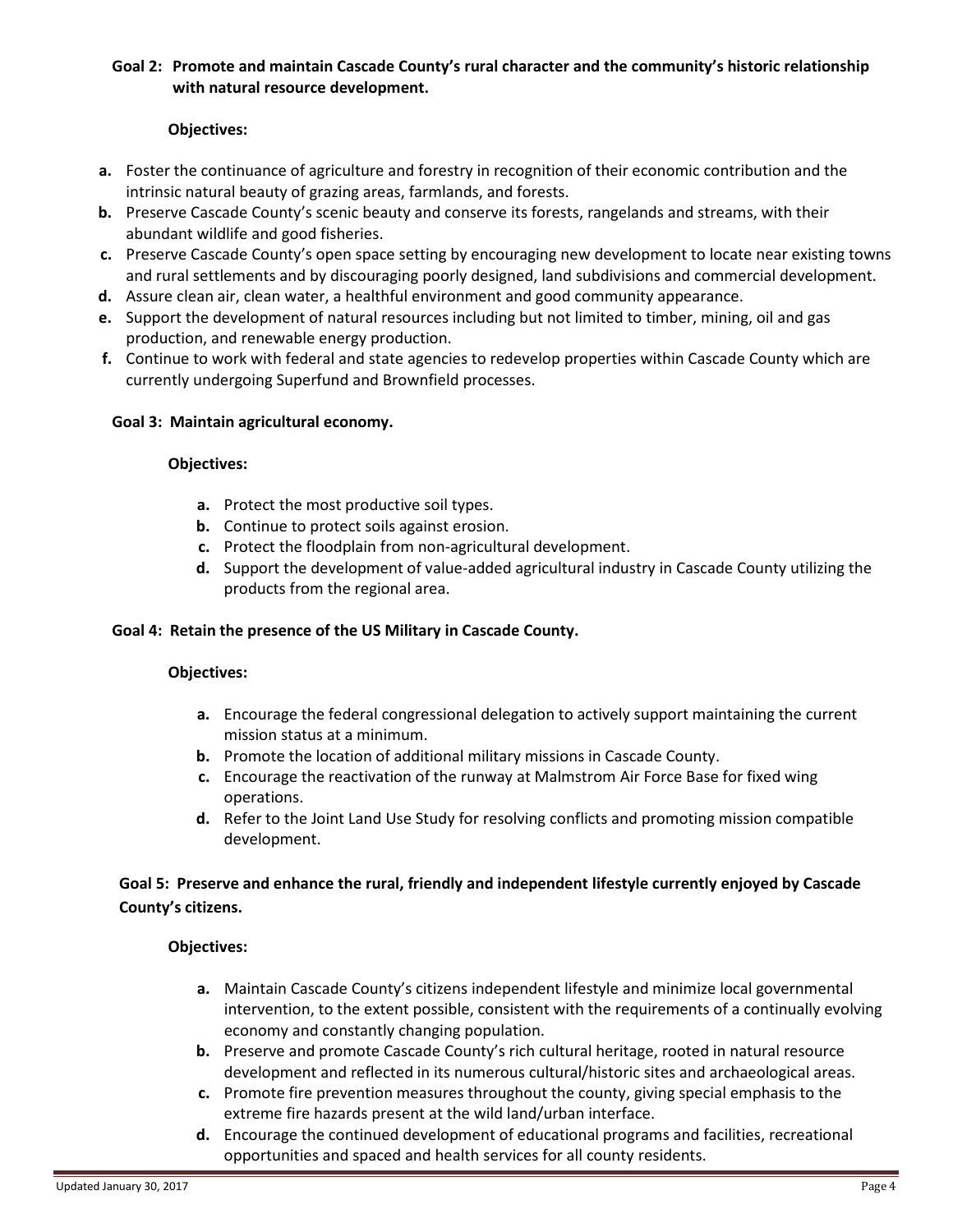**Goal 2: Promote and maintain Cascade County's rural character and the community's historic relationship with natural resource development.**

**Objectives:**

- **a.** Foster the continuance of agriculture and forestry in recognition of their economic contribution and the intrinsic natural beauty of grazing areas, farmlands, and forests.
- **b.** Preserve Cascade County's scenic beauty and conserve its forests, rangelands and streams, with their abundant wildlife and good fisheries.
- **c.** Preserve Cascade County's open space setting by encouraging new development to locate near existing towns and rural settlements and by discouraging poorly designed, land subdivisions and commercial development.
- **d.** Assure clean air, clean water, a healthful environment and good community appearance.
- **e.** Support the development of natural resources including but not limited to timber, mining, oil and gas production, and renewable energy production.
- **f.** Continue to work with federal and state agencies to redevelop properties within Cascade County which are currently undergoing Superfund and Brownfield processes.

**Goal 3: Maintain agricultural economy.**

**Objectives:**

- **a.** Protect the most productive soil types.
- **b.** Continue to protect soils against erosion.
- **c.** Protect the floodplain from non-agricultural development.
- **d.** Support the development of value-added agricultural industry in Cascade County utilizing the products from the regional area.

**Goal 4: Retain the presence of the US Military in Cascade County.**

**Objectives:**

- **a.** Encourage the federal congressional delegation to actively support maintaining the current mission status at a minimum.
- **b.** Promote the location of additional military missions in Cascade County.
- **c.** Encourage the reactivation of the runway at Malmstrom Air Force Base for fixed wing operations.
- **d.** Refer to the Joint Land Use Study for resolving conflicts and promoting mission compatible development.

**Goal 5: Preserve and enhance the rural, friendly and independent lifestyle currently enjoyed by Cascade County's citizens.**

**Objectives:**

- **a.** Maintain Cascade County's citizens independent lifestyle and minimize local governmental intervention, to the extent possible, consistent with the requirements of a continually evolving economy and constantly changing population.
- **b.** Preserve and promote Cascade County's rich cultural heritage, rooted in natural resource development and reflected in its numerous cultural/historic sites and archaeological areas.
- **c.** Promote fire prevention measures throughout the county, giving special emphasis to the extreme fire hazards present at the wild land/urban interface.
- **d.** Encourage the continued development of educational programs and facilities, recreational opportunities and spaced and health services for all county residents.

Updated January 30, 2017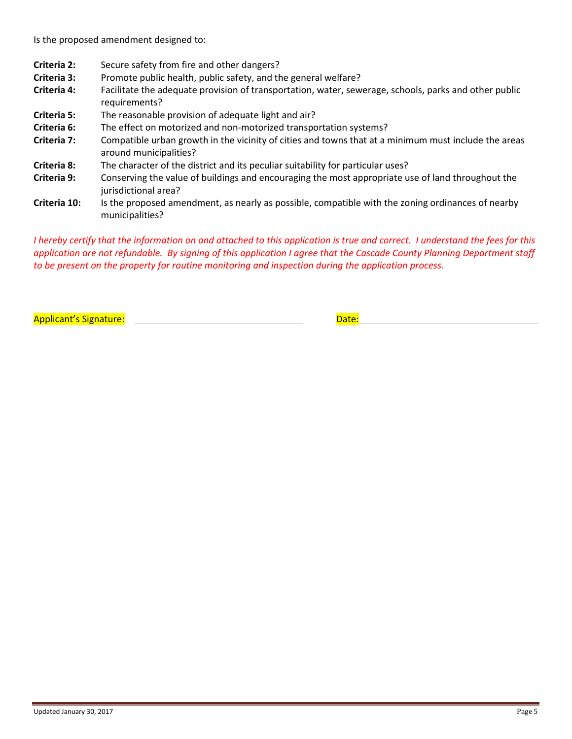Is the proposed amendment designed to:

**Criteria 2:** Secure safety from fire and other dangers?

**Criteria 3:** Promote public health, public safety, and the general welfare?

**Criteria 4:** Facilitate the adequate provision of transportation, water, sewerage, schools, parks and other public requirements?

**Criteria 5:** The reasonable provision of adequate light and air?

**Criteria 6:** The effect on motorized and non-motorized transportation systems?

**Criteria 7:** Compatible urban growth in the vicinity of cities and towns that at a minimum must include the areas around municipalities?

**Criteria 8:** The character of the district and its peculiar suitability for particular uses?

**Criteria 9:** Conserving the value of buildings and encouraging the most appropriate use of land throughout the jurisdictional area?

**Criteria 10:** Is the proposed amendment, as nearly as possible, compatible with the zoning ordinances of nearby municipalities?

*I hereby certify that the information on and attached to this application is true and correct. I understand the fees for this application are not refundable. By signing of this application I agree that the Cascade County Planning Department staff to be present on the property for routine monitoring and inspection during the application process.*

Applicant's Signature: ______________________________ Date: ______________________________

Updated January 30, 2017